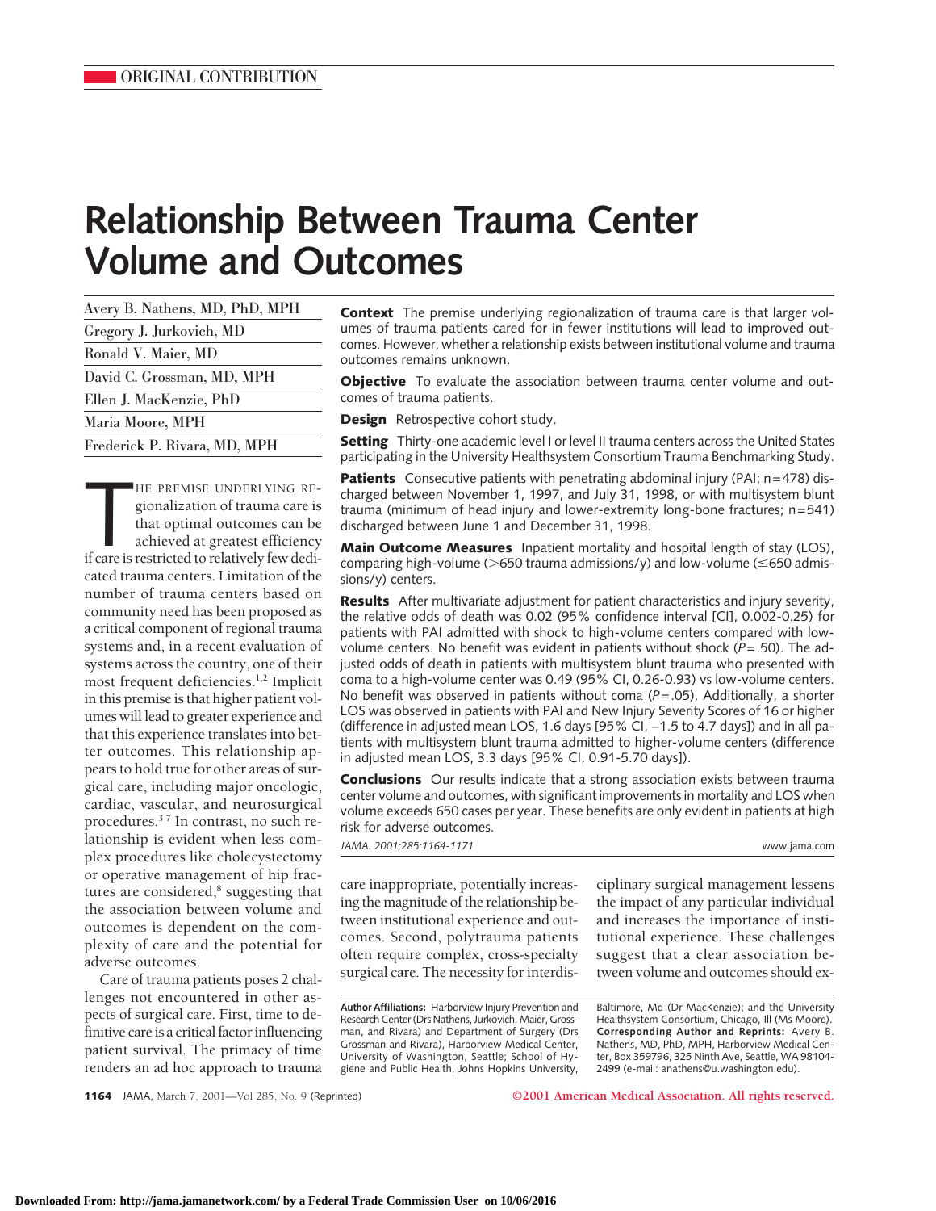ORIGINAL CONTRIBUTION

# Relationship Between Trauma Center Volume and Outcomes

Avery B. Nathens, MD, PhD, MPH

Gregory J. Jurkovich, MD

Ronald V. Maier, MD

David C. Grossman, MD, MPH

Ellen J. MacKenzie, PhD

Maria Moore, MPH

Frederick P. Rivara, MD, MPH

**Context** The premise underlying regionalization of trauma care is that larger volumes of trauma patients cared for in fewer institutions will lead to improved outcomes. However, whether a relationship exists between institutional volume and trauma outcomes remains unknown.

**Objective** To evaluate the association between trauma center volume and outcomes of trauma patients.

**Design** Retrospective cohort study.

**Setting** Thirty-one academic level I or level II trauma centers across the United States participating in the University Healthsystem Consortium Trauma Benchmarking Study.

**Patients** Consecutive patients with penetrating abdominal injury (PAI; n=478) discharged between November 1, 1997, and July 31, 1998, or with multisystem blunt trauma (minimum of head injury and lower-extremity long-bone fractures; n=541) discharged between June 1 and December 31, 1998.

**Main Outcome Measures** Inpatient mortality and hospital length of stay (LOS), comparing high-volume (>650 trauma admissions/y) and low-volume (≤650 admissions/y) centers.

**Results** After multivariate adjustment for patient characteristics and injury severity, the relative odds of death was 0.02 (95% confidence interval [CI], 0.002-0.25) for patients with PAI admitted with shock to high-volume centers compared with low-volume centers. No benefit was evident in patients without shock ($P=.50$). The adjusted odds of death in patients with multisystem blunt trauma who presented with coma to a high-volume center was 0.49 (95% CI, 0.26-0.93) vs low-volume centers. No benefit was observed in patients without coma ($P=.05$). Additionally, a shorter LOS was observed in patients with PAI and New Injury Severity Scores of 16 or higher (difference in adjusted mean LOS, 1.6 days [95% CI, −1.5 to 4.7 days]) and in all patients with multisystem blunt trauma admitted to higher-volume centers (difference in adjusted mean LOS, 3.3 days [95% CI, 0.91-5.70 days]).

**Conclusions** Our results indicate that a strong association exists between trauma center volume and outcomes, with significant improvements in mortality and LOS when volume exceeds 650 cases per year. These benefits are only evident in patients at high risk for adverse outcomes.

*JAMA. 2001;285:1164-1171* www.jama.com

The premise underlying regionalization of trauma care is that optimal outcomes can be achieved at greatest efficiency if care is restricted to relatively few dedicated trauma centers. Limitation of the number of trauma centers based on community need has been proposed as a critical component of regional trauma systems and, in a recent evaluation of systems across the country, one of their most frequent deficiencies.[1,2] Implicit in this premise is that higher patient volumes will lead to greater experience and that this experience translates into better outcomes. This relationship appears to hold true for other areas of surgical care, including major oncologic, cardiac, vascular, and neurosurgical procedures.[3-7] In contrast, no such relationship is evident when less complex procedures like cholecystectomy or operative management of hip fractures are considered,[8] suggesting that the association between volume and outcomes is dependent on the complexity of care and the potential for adverse outcomes.

Care of trauma patients poses 2 challenges not encountered in other aspects of surgical care. First, time to definitive care is a critical factor influencing patient survival. The primacy of time renders an ad hoc approach to trauma care inappropriate, potentially increasing the magnitude of the relationship between institutional experience and outcomes. Second, polytrauma patients often require complex, cross-specialty surgical care. The necessity for interdisciplinary surgical management lessens the impact of any particular individual and increases the importance of institutional experience. These challenges suggest that a clear association between volume and outcomes should ex-

**Author Affiliations:** Harborview Injury Prevention and Research Center (Drs Nathens, Jurkovich, Maier, Grossman, and Rivara) and Department of Surgery (Drs Grossman and Rivara), Harborview Medical Center, University of Washington, Seattle; School of Hygiene and Public Health, Johns Hopkins University, Baltimore, Md (Dr MacKenzie); and the University Healthsystem Consortium, Chicago, Ill (Ms Moore).

**Corresponding Author and Reprints:** Avery B. Nathens, MD, PhD, MPH, Harborview Medical Center, Box 359796, 325 Ninth Ave, Seattle, WA 98104-2499 (e-mail: anathens@u.washington.edu).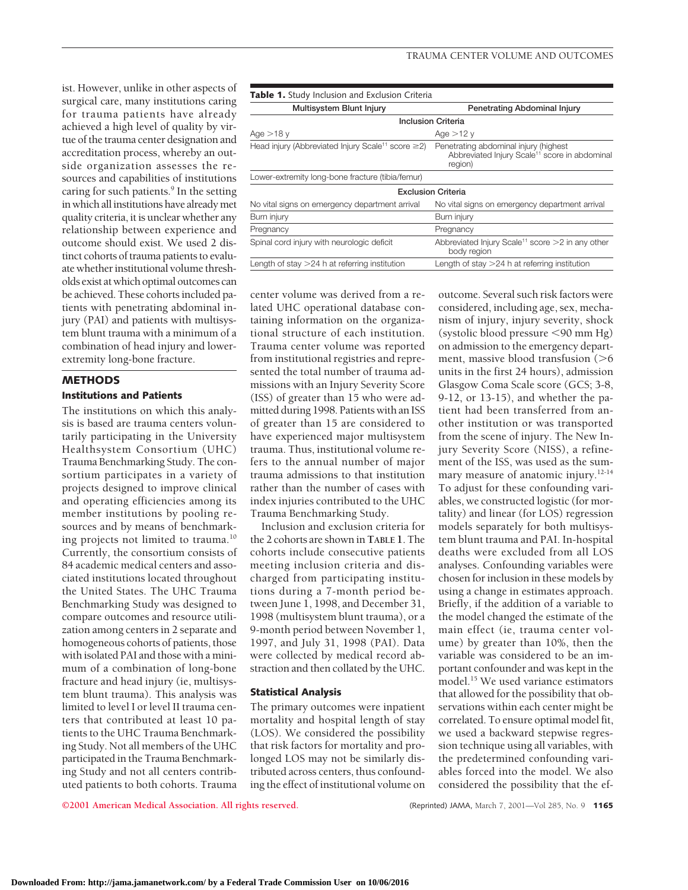ist. However, unlike in other aspects of surgical care, many institutions caring for trauma patients have already achieved a high level of quality by virtue of the trauma center designation and accreditation process, whereby an outside organization assesses the resources and capabilities of institutions caring for such patients.[9] In the setting in which all institutions have already met quality criteria, it is unclear whether any relationship between experience and outcome should exist. We used 2 distinct cohorts of trauma patients to evaluate whether institutional volume thresholds exist at which optimal outcomes can be achieved. These cohorts included patients with penetrating abdominal injury (PAI) and patients with multisystem blunt trauma with a minimum of a combination of head injury and lower-extremity long-bone fracture.

**Table 1.** Study Inclusion and Exclusion Criteria

| Multisystem Blunt Injury | Penetrating Abdominal Injury |
|---|---|
| **Inclusion Criteria** | |
| Age >18 y | Age >12 y |
| Head injury (Abbreviated Injury Scale[11] score ≥2) | Penetrating abdominal injury (highest Abbreviated Injury Scale[11] score in abdominal region) |
| Lower-extremity long-bone fracture (tibia/femur) | |
| **Exclusion Criteria** | |
| No vital signs on emergency department arrival | No vital signs on emergency department arrival |
| Burn injury | Burn injury |
| Pregnancy | Pregnancy |
| Spinal cord injury with neurologic deficit | Abbreviated Injury Scale[11] score >2 in any other body region |
| Length of stay >24 h at referring institution | Length of stay >24 h at referring institution |

## METHODS

### Institutions and Patients

The institutions on which this analysis is based are trauma centers voluntarily participating in the University Healthsystem Consortium (UHC) Trauma Benchmarking Study. The consortium participates in a variety of projects designed to improve clinical and operating efficiencies among its member institutions by pooling resources and by means of benchmarking projects not limited to trauma.[10] Currently, the consortium consists of 84 academic medical centers and associated institutions located throughout the United States. The UHC Trauma Benchmarking Study was designed to compare outcomes and resource utilization among centers in 2 separate and homogeneous cohorts of patients, those with isolated PAI and those with a minimum of a combination of long-bone fracture and head injury (ie, multisystem blunt trauma). This analysis was limited to level I or level II trauma centers that contributed at least 10 patients to the UHC Trauma Benchmarking Study. Not all members of the UHC participated in the Trauma Benchmarking Study and not all centers contributed patients to both cohorts. Trauma center volume was derived from a related UHC operational database containing information on the organizational structure of each institution. Trauma center volume was reported from institutional registries and represented the total number of trauma admissions with an Injury Severity Score (ISS) of greater than 15 who were admitted during 1998. Patients with an ISS of greater than 15 are considered to have experienced major multisystem trauma. Thus, institutional volume refers to the annual number of major trauma admissions to that institution rather than the number of cases with index injuries contributed to the UHC Trauma Benchmarking Study.

Inclusion and exclusion criteria for the 2 cohorts are shown in **TABLE 1**. The cohorts include consecutive patients meeting inclusion criteria and discharged from participating institutions during a 7-month period between June 1, 1998, and December 31, 1998 (multisystem blunt trauma), or a 9-month period between November 1, 1997, and July 31, 1998 (PAI). Data were collected by medical record abstraction and then collated by the UHC.

### Statistical Analysis

The primary outcomes were inpatient mortality and hospital length of stay (LOS). We considered the possibility that risk factors for mortality and prolonged LOS may not be similarly distributed across centers, thus confounding the effect of institutional volume on outcome. Several such risk factors were considered, including age, sex, mechanism of injury, injury severity, shock (systolic blood pressure <90 mm Hg) on admission to the emergency department, massive blood transfusion (>6 units in the first 24 hours), admission Glasgow Coma Scale score (GCS; 3-8, 9-12, or 13-15), and whether the patient had been transferred from another institution or was transported from the scene of injury. The New Injury Severity Score (NISS), a refinement of the ISS, was used as the summary measure of anatomic injury.[12-14] To adjust for these confounding variables, we constructed logistic (for mortality) and linear (for LOS) regression models separately for both multisystem blunt trauma and PAI. In-hospital deaths were excluded from all LOS analyses. Confounding variables were chosen for inclusion in these models by using a change in estimates approach. Briefly, if the addition of a variable to the model changed the estimate of the main effect (ie, trauma center volume) by greater than 10%, then the variable was considered to be an important confounder and was kept in the model.[15] We used variance estimators that allowed for the possibility that observations within each center might be correlated. To ensure optimal model fit, we used a backward stepwise regression technique using all variables, with the predetermined confounding variables forced into the model. We also considered the possibility that the ef-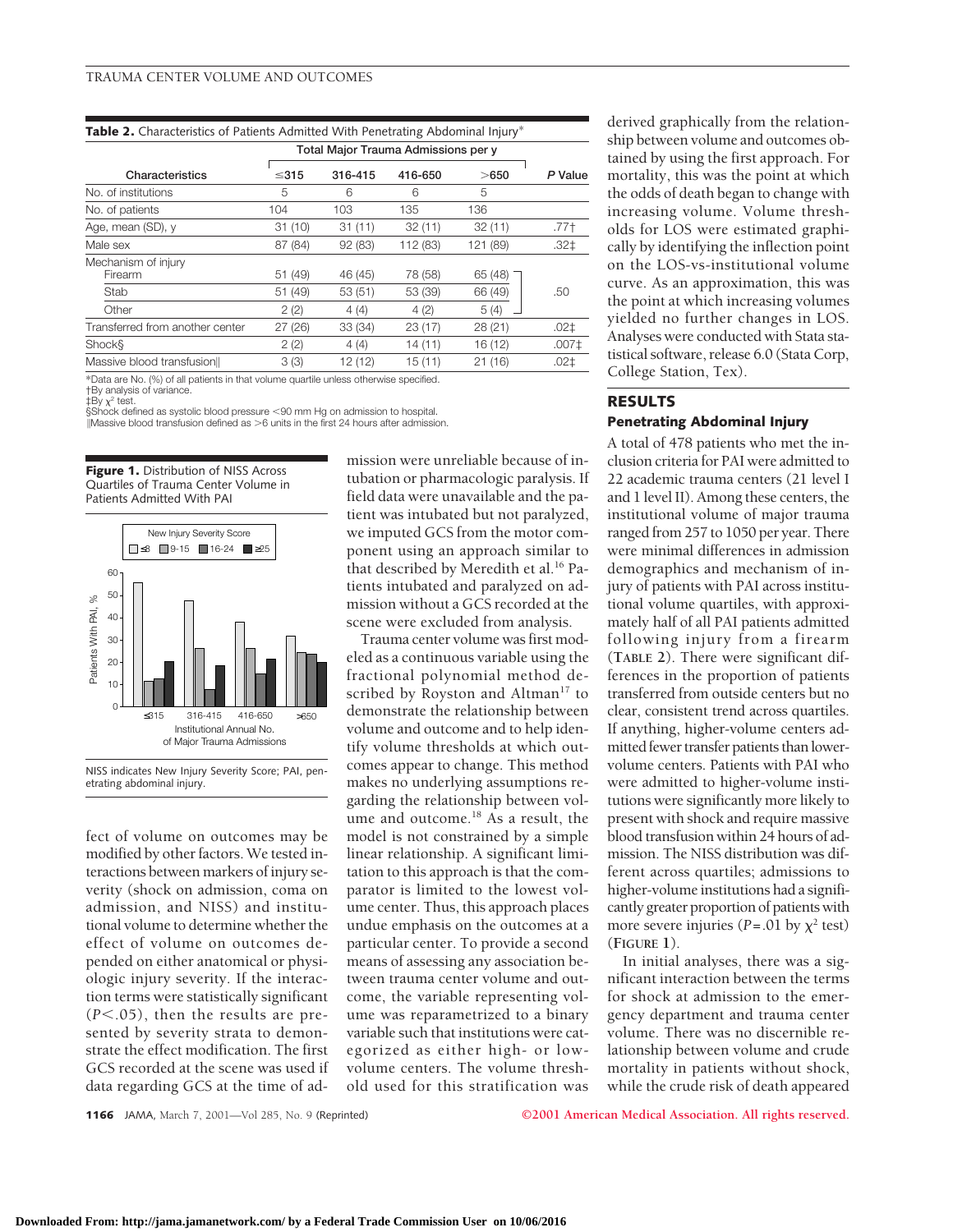**Table 2.** Characteristics of Patients Admitted With Penetrating Abdominal Injury*

| Characteristics | Total Major Trauma Admissions per y | | | | P Value |
|---|---|---|---|---|---|
| | ≤315 | 316-415 | 416-650 | >650 | |
| No. of institutions | 5 | 6 | 6 | 5 | |
| No. of patients | 104 | 103 | 135 | 136 | |
| Age, mean (SD), y | 31 (10) | 31 (11) | 32 (11) | 32 (11) | .77† |
| Male sex | 87 (84) | 92 (83) | 112 (83) | 121 (89) | .32‡ |
| Mechanism of injury | | | | | |
| Firearm | 51 (49) | 46 (45) | 78 (58) | 65 (48) | .50 |
| Stab | 51 (49) | 53 (51) | 53 (39) | 66 (49) | |
| Other | 2 (2) | 4 (4) | 4 (2) | 5 (4) | |
| Transferred from another center | 27 (26) | 33 (34) | 23 (17) | 28 (21) | .02‡ |
| Shock§ | 2 (2) | 4 (4) | 14 (11) | 16 (12) | .007‡ |
| Massive blood transfusion‖ | 3 (3) | 12 (12) | 15 (11) | 21 (16) | .02‡ |

*Data are No. (%) of all patients in that volume quartile unless otherwise specified.
†By analysis of variance.
‡By $\chi^2$ test.
§Shock defined as systolic blood pressure <90 mm Hg on admission to hospital.
‖Massive blood transfusion defined as >6 units in the first 24 hours after admission.

**Figure 1.** Distribution of NISS Across Quartiles of Trauma Center Volume in Patients Admitted With PAI

New Injury Severity Score
≤8
9-15
16-24
≥25
Patients With PAI, %
0
10
20
30
40
50
60
≤315
316-415
416-650
>650
Institutional Annual No. of Major Trauma Admissions

NISS indicates New Injury Severity Score; PAI, penetrating abdominal injury.

fect of volume on outcomes may be modified by other factors. We tested interactions between markers of injury severity (shock on admission, coma on admission, and NISS) and institutional volume to determine whether the effect of volume on outcomes depended on either anatomical or physiologic injury severity. If the interaction terms were statistically significant ($P<.05$), then the results are presented by severity strata to demonstrate the effect modification. The first GCS recorded at the scene was used if data regarding GCS at the time of admission were unreliable because of intubation or pharmacologic paralysis. If field data were unavailable and the patient was intubated but not paralyzed, we imputed GCS from the motor component using an approach similar to that described by Meredith et al.[16] Patients intubated and paralyzed on admission without a GCS recorded at the scene were excluded from analysis.

Trauma center volume was first modeled as a continuous variable using the fractional polynomial method described by Royston and Altman[17] to demonstrate the relationship between volume and outcome and to help identify volume thresholds at which outcomes appear to change. This method makes no underlying assumptions regarding the relationship between volume and outcome.[18] As a result, the model is not constrained by a simple linear relationship. A significant limitation to this approach is that the comparator is limited to the lowest volume center. Thus, this approach places undue emphasis on the outcomes at a particular center. To provide a second means of assessing any association between trauma center volume and outcome, the variable representing volume was reparametrized to a binary variable such that institutions were categorized as either high- or low-volume centers. The volume threshold used for this stratification was derived graphically from the relationship between volume and outcomes obtained by using the first approach. For mortality, this was the point at which the odds of death began to change with increasing volume. Volume thresholds for LOS were estimated graphically by identifying the inflection point on the LOS-vs-institutional volume curve. As an approximation, this was the point at which increasing volumes yielded no further changes in LOS. Analyses were conducted with Stata statistical software, release 6.0 (Stata Corp, College Station, Tex).

## RESULTS

### Penetrating Abdominal Injury

A total of 478 patients who met the inclusion criteria for PAI were admitted to 22 academic trauma centers (21 level I and 1 level II). Among these centers, the institutional volume of major trauma ranged from 257 to 1050 per year. There were minimal differences in admission demographics and mechanism of injury of patients with PAI across institutional volume quartiles, with approximately half of all PAI patients admitted following injury from a firearm (**TABLE 2**). There were significant differences in the proportion of patients transferred from outside centers but no clear, consistent trend across quartiles. If anything, higher-volume centers admitted fewer transfer patients than lower-volume centers. Patients with PAI who were admitted to higher-volume institutions were significantly more likely to present with shock and require massive blood transfusion within 24 hours of admission. The NISS distribution was different across quartiles; admissions to higher-volume institutions had a significantly greater proportion of patients with more severe injuries ($P=.01$ by $\chi^2$ test) (**FIGURE 1**).

In initial analyses, there was a significant interaction between the terms for shock at admission to the emergency department and trauma center volume. There was no discernible relationship between volume and crude mortality in patients without shock, while the crude risk of death appeared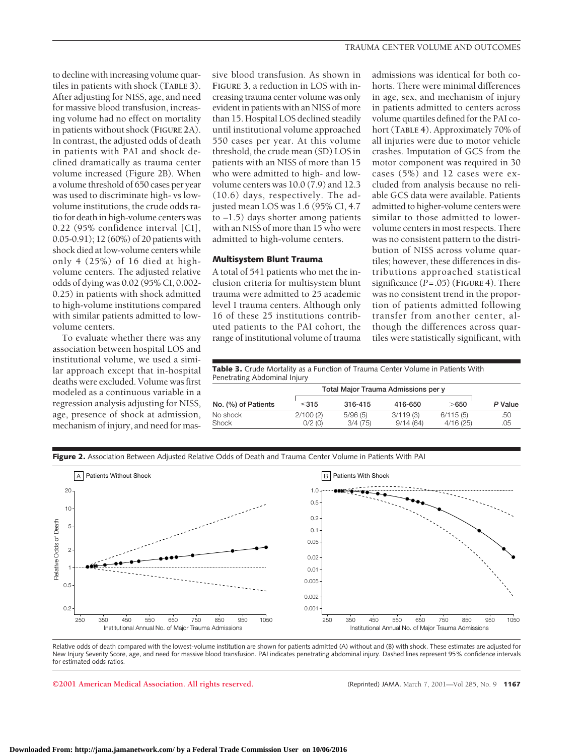to decline with increasing volume quartiles in patients with shock (**TABLE 3**). After adjusting for NISS, age, and need for massive blood transfusion, increasing volume had no effect on mortality in patients without shock (**FIGURE 2**A). In contrast, the adjusted odds of death in patients with PAI and shock declined dramatically as trauma center volume increased (Figure 2B). When a volume threshold of 650 cases per year was used to discriminate high- vs low-volume institutions, the crude odds ratio for death in high-volume centers was 0.22 (95% confidence interval [CI], 0.05-0.91); 12 (60%) of 20 patients with shock died at low-volume centers while only 4 (25%) of 16 died at high-volume centers. The adjusted relative odds of dying was 0.02 (95% CI, 0.002-0.25) in patients with shock admitted to high-volume institutions compared with similar patients admitted to low-volume centers.

To evaluate whether there was any association between hospital LOS and institutional volume, we used a similar approach except that in-hospital deaths were excluded. Volume was first modeled as a continuous variable in a regression analysis adjusting for NISS, age, presence of shock at admission, mechanism of injury, and need for massive blood transfusion. As shown in **FIGURE 3**, a reduction in LOS with increasing trauma center volume was only evident in patients with an NISS of more than 15. Hospital LOS declined steadily until institutional volume approached 550 cases per year. At this volume threshold, the crude mean (SD) LOS in patients with an NISS of more than 15 who were admitted to high- and low-volume centers was 10.0 (7.9) and 12.3 (10.6) days, respectively. The adjusted mean LOS was 1.6 (95% CI, 4.7 to −1.5) days shorter among patients with an NISS of more than 15 who were admitted to high-volume centers.

### Multisystem Blunt Trauma

A total of 541 patients who met the inclusion criteria for multisystem blunt trauma were admitted to 25 academic level I trauma centers. Although only 16 of these 25 institutions contributed patients to the PAI cohort, the range of institutional volume of trauma admissions was identical for both cohorts. There were minimal differences in age, sex, and mechanism of injury in patients admitted to centers across volume quartiles defined for the PAI cohort (**TABLE 4**). Approximately 70% of all injuries were due to motor vehicle crashes. Imputation of GCS from the motor component was required in 30 cases (5%) and 12 cases were excluded from analysis because no reliable GCS data were available. Patients admitted to higher-volume centers were similar to those admitted to lower-volume centers in most respects. There was no consistent pattern to the distribution of NISS across volume quartiles; however, these differences in distributions approached statistical significance ($P = .05$) (**FIGURE 4**). There was no consistent trend in the proportion of patients admitted following transfer from another center, although the differences across quartiles were statistically significant, with

**Table 3.** Crude Mortality as a Function of Trauma Center Volume in Patients With Penetrating Abdominal Injury

| | Total Major Trauma Admissions per y | | | | |
|---|---|---|---|---|---|
| No. (%) of Patients | ≤315 | 316-415 | 416-650 | >650 | *P* Value |
| No shock | 2/100 (2) | 5/96 (5) | 3/119 (3) | 6/115 (5) | .50 |
| Shock | 0/2 (0) | 3/4 (75) | 9/14 (64) | 4/16 (25) | .05 |

**Figure 2.** Association Between Adjusted Relative Odds of Death and Trauma Center Volume in Patients With PAI

A Patients Without Shock

Relative Odds of Death

20, 10, 5, 2, 1, 0.5, 0.2

250 350 450 550 650 750 850 950 1050

Institutional Annual No. of Major Trauma Admissions

B Patients With Shock

1.0, 0.5, 0.2, 0.1, 0.05, 0.02, 0.01, 0.005, 0.002, 0.001

250 350 450 550 650 750 850 950 1050

Institutional Annual No. of Major Trauma Admissions

Relative odds of death compared with the lowest-volume institution are shown for patients admitted (A) without and (B) with shock. These estimates are adjusted for New Injury Severity Score, age, and need for massive blood transfusion. PAI indicates penetrating abdominal injury. Dashed lines represent 95% confidence intervals for estimated odds ratios.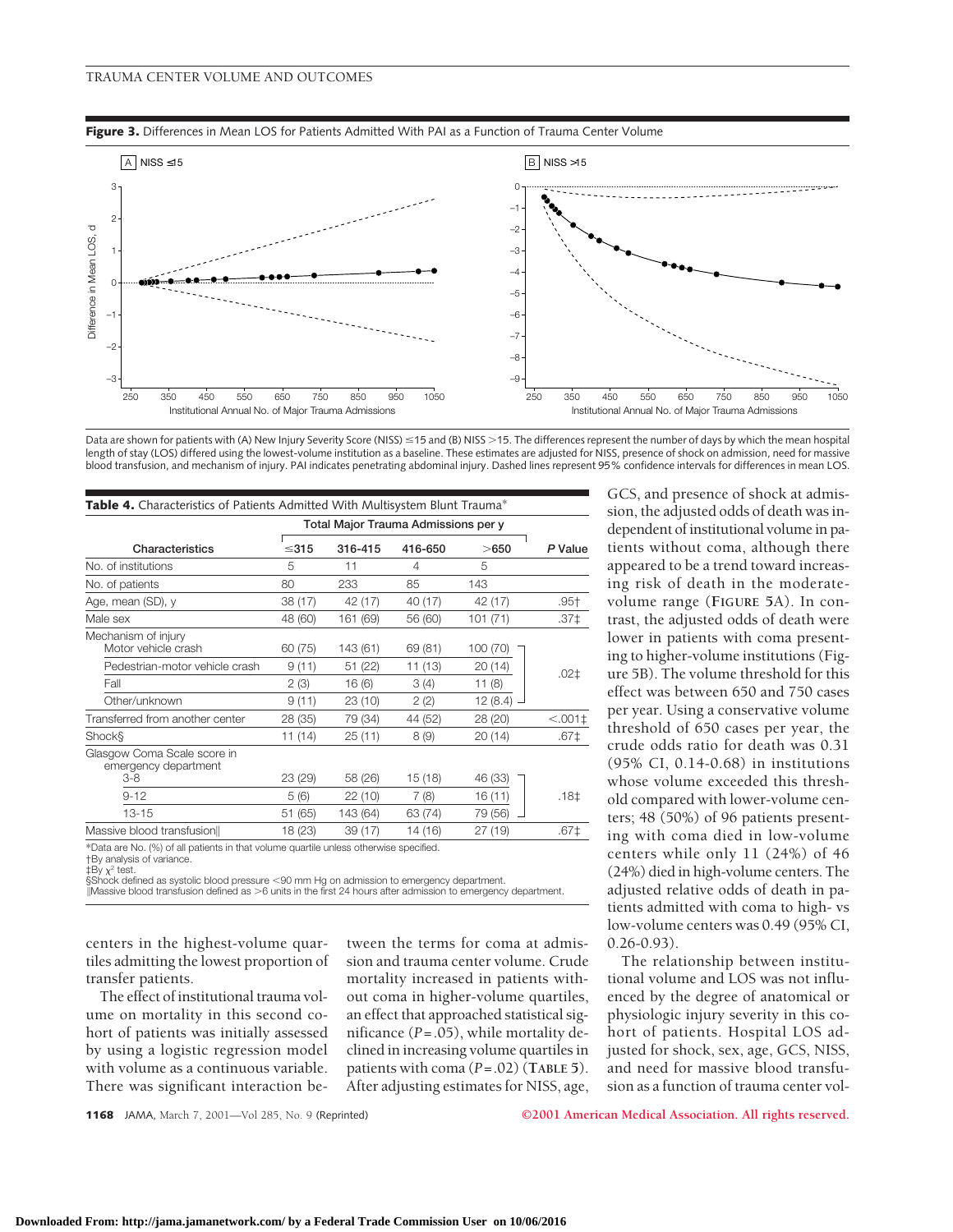**Figure 3.** Differences in Mean LOS for Patients Admitted With PAI as a Function of Trauma Center Volume

A NISS ≤15

Difference in Mean LOS, d

3
2
1
0
−1
−2
−3

250 350 450 550 650 750 850 950 1050

Institutional Annual No. of Major Trauma Admissions

B NISS >15

0
−1
−2
−3
−4
−5
−6
−7
−8
−9

250 350 450 550 650 750 850 950 1050

Institutional Annual No. of Major Trauma Admissions

Data are shown for patients with (A) New Injury Severity Score (NISS) ≤15 and (B) NISS >15. The differences represent the number of days by which the mean hospital length of stay (LOS) differed using the lowest-volume institution as a baseline. These estimates are adjusted for NISS, presence of shock on admission, need for massive blood transfusion, and mechanism of injury. PAI indicates penetrating abdominal injury. Dashed lines represent 95% confidence intervals for differences in mean LOS.

**Table 4.** Characteristics of Patients Admitted With Multisystem Blunt Trauma*

| Characteristics | Total Major Trauma Admissions per y | | | | P Value |
|---|---|---|---|---|---|
| | ≤315 | 316-415 | 416-650 | >650 | |
| No. of institutions | 5 | 11 | 4 | 5 | |
| No. of patients | 80 | 233 | 85 | 143 | |
| Age, mean (SD), y | 38 (17) | 42 (17) | 40 (17) | 42 (17) | .95† |
| Male sex | 48 (60) | 161 (69) | 56 (60) | 101 (71) | .37‡ |
| Mechanism of injury | | | | | |
| Motor vehicle crash | 60 (75) | 143 (61) | 69 (81) | 100 (70) | .02‡ |
| Pedestrian-motor vehicle crash | 9 (11) | 51 (22) | 11 (13) | 20 (14) | |
| Fall | 2 (3) | 16 (6) | 3 (4) | 11 (8) | |
| Other/unknown | 9 (11) | 23 (10) | 2 (2) | 12 (8.4) | |
| Transferred from another center | 28 (35) | 79 (34) | 44 (52) | 28 (20) | <.001‡ |
| Shock§ | 11 (14) | 25 (11) | 8 (9) | 20 (14) | .67‡ |
| Glasgow Coma Scale score in emergency department | | | | | |
| 3-8 | 23 (29) | 58 (26) | 15 (18) | 46 (33) | .18‡ |
| 9-12 | 5 (6) | 22 (10) | 7 (8) | 16 (11) | |
| 13-15 | 51 (65) | 143 (64) | 63 (74) | 79 (56) | |
| Massive blood transfusion‖ | 18 (23) | 39 (17) | 14 (16) | 27 (19) | .67‡ |

*Data are No. (%) of all patients in that volume quartile unless otherwise specified.
†By analysis of variance.
‡By $\chi^2$ test.
§Shock defined as systolic blood pressure <90 mm Hg on admission to emergency department.
‖Massive blood transfusion defined as >6 units in the first 24 hours after admission to emergency department.

centers in the highest-volume quartiles admitting the lowest proportion of transfer patients.

The effect of institutional trauma volume on mortality in this second cohort of patients was initially assessed by using a logistic regression model with volume as a continuous variable. There was significant interaction between the terms for coma at admission and trauma center volume. Crude mortality increased in patients without coma in higher-volume quartiles, an effect that approached statistical significance ($P=.05$), while mortality declined in increasing volume quartiles in patients with coma ($P=.02$) (**TABLE 5**). After adjusting estimates for NISS, age, GCS, and presence of shock at admission, the adjusted odds of death was independent of institutional volume in patients without coma, although there appeared to be a trend toward increasing risk of death in the moderate-volume range (**FIGURE 5**A). In contrast, the adjusted odds of death were lower in patients with coma presenting to higher-volume institutions (Figure 5B). The volume threshold for this effect was between 650 and 750 cases per year. Using a conservative volume threshold of 650 cases per year, the crude odds ratio for death was 0.31 (95% CI, 0.14-0.68) in institutions whose volume exceeded this threshold compared with lower-volume centers; 48 (50%) of 96 patients presenting with coma died in low-volume centers while only 11 (24%) of 46 (24%) died in high-volume centers. The adjusted relative odds of death in patients admitted with coma to high- vs low-volume centers was 0.49 (95% CI, 0.26-0.93).

The relationship between institutional volume and LOS was not influenced by the degree of anatomical or physiologic injury severity in this cohort of patients. Hospital LOS adjusted for shock, sex, age, GCS, NISS, and need for massive blood transfusion as a function of trauma center vol-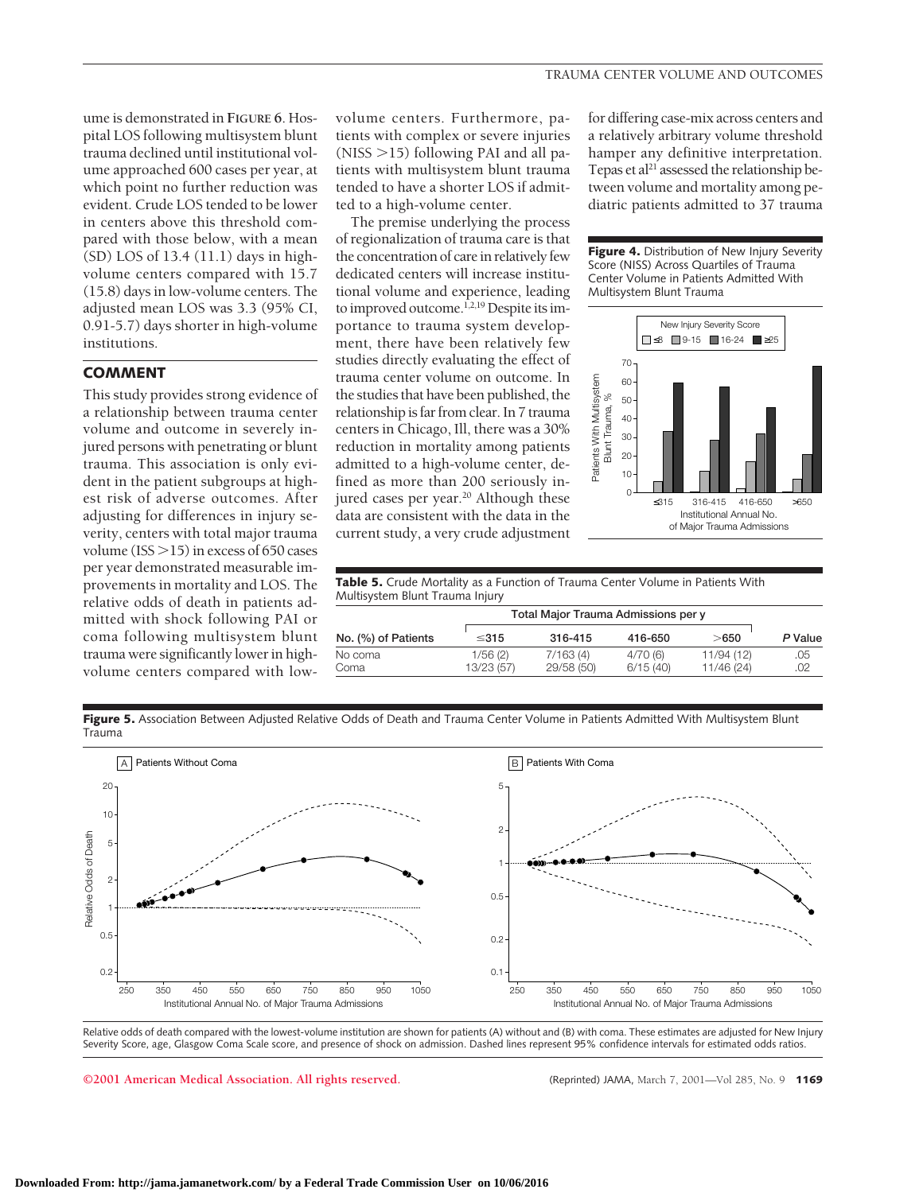ume is demonstrated in **FIGURE 6**. Hospital LOS following multisystem blunt trauma declined until institutional volume approached 600 cases per year, at which point no further reduction was evident. Crude LOS tended to be lower in centers above this threshold compared with those below, with a mean (SD) LOS of 13.4 (11.1) days in high-volume centers compared with 15.7 (15.8) days in low-volume centers. The adjusted mean LOS was 3.3 (95% CI, 0.91-5.7) days shorter in high-volume institutions.

## COMMENT

This study provides strong evidence of a relationship between trauma center volume and outcome in severely injured persons with penetrating or blunt trauma. This association is only evident in the patient subgroups at highest risk of adverse outcomes. After adjusting for differences in injury severity, centers with total major trauma volume (ISS >15) in excess of 650 cases per year demonstrated measurable improvements in mortality and LOS. The relative odds of death in patients admitted with shock following PAI or coma following multisystem blunt trauma were significantly lower in high-volume centers compared with low-volume centers. Furthermore, patients with complex or severe injuries (NISS >15) following PAI and all patients with multisystem blunt trauma tended to have a shorter LOS if admitted to a high-volume center.

The premise underlying the process of regionalization of trauma care is that the concentration of care in relatively few dedicated centers will increase institutional volume and experience, leading to improved outcome.[1,2,19] Despite its importance to trauma system development, there have been relatively few studies directly evaluating the effect of trauma center volume on outcome. In the studies that have been published, the relationship is far from clear. In 7 trauma centers in Chicago, Ill, there was a 30% reduction in mortality among patients admitted to a high-volume center, defined as more than 200 seriously injured cases per year.[20] Although these data are consistent with the data in the current study, a very crude adjustment for differing case-mix across centers and a relatively arbitrary volume threshold hamper any definitive interpretation. Tepas et al[21] assessed the relationship between volume and mortality among pediatric patients admitted to 37 trauma

**Figure 4.** Distribution of New Injury Severity Score (NISS) Across Quartiles of Trauma Center Volume in Patients Admitted With Multisystem Blunt Trauma

New Injury Severity Score
≤8 9-15 16-24 ≥25
Patients With Multisystem Blunt Trauma, %
0 10 20 30 40 50 60 70
≤315 316-415 416-650 >650
Institutional Annual No. of Major Trauma Admissions

**Table 5.** Crude Mortality as a Function of Trauma Center Volume in Patients With Multisystem Blunt Trauma Injury

| | Total Major Trauma Admissions per y | | | | |
|---|---|---|---|---|---|
| No. (%) of Patients | ≤315 | 316-415 | 416-650 | >650 | *P* Value |
| No coma | 1/56 (2) | 7/163 (4) | 4/70 (6) | 11/94 (12) | .05 |
| Coma | 13/23 (57) | 29/58 (50) | 6/15 (40) | 11/46 (24) | .02 |

**Figure 5.** Association Between Adjusted Relative Odds of Death and Trauma Center Volume in Patients Admitted With Multisystem Blunt Trauma

A Patients Without Coma
Relative Odds of Death
0.2 0.5 1 2 5 10 20
250 350 450 550 650 750 850 950 1050
Institutional Annual No. of Major Trauma Admissions

B Patients With Coma
0.1 0.2 0.5 1 2 5
250 350 450 550 650 750 850 950 1050
Institutional Annual No. of Major Trauma Admissions

Relative odds of death compared with the lowest-volume institution are shown for patients (A) without and (B) with coma. These estimates are adjusted for New Injury Severity Score, age, Glasgow Coma Scale score, and presence of shock on admission. Dashed lines represent 95% confidence intervals for estimated odds ratios.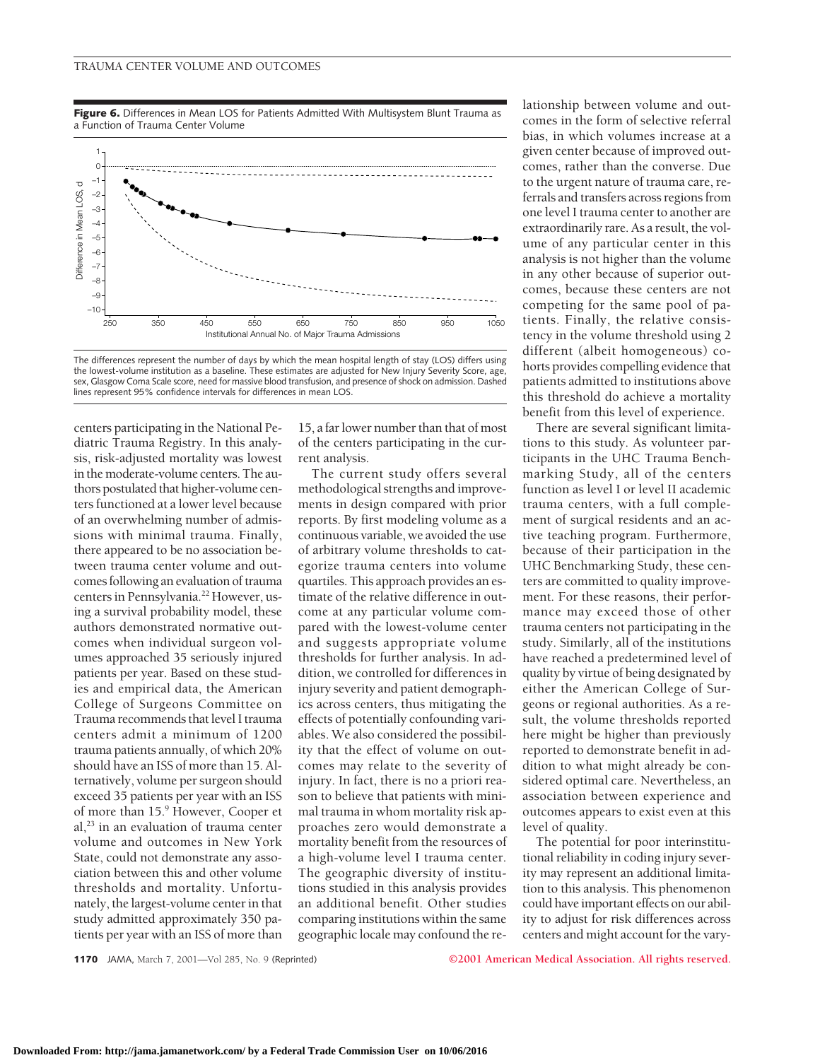**Figure 6.** Differences in Mean LOS for Patients Admitted With Multisystem Blunt Trauma as a Function of Trauma Center Volume

Difference in Mean LOS, d

1
0
−1
−2
−3
−4
−5
−6
−7
−8
−9
−10

250 350 450 550 650 750 850 950 1050

Institutional Annual No. of Major Trauma Admissions

The differences represent the number of days by which the mean hospital length of stay (LOS) differs using the lowest-volume institution as a baseline. These estimates are adjusted for New Injury Severity Score, age, sex, Glasgow Coma Scale score, need for massive blood transfusion, and presence of shock on admission. Dashed lines represent 95% confidence intervals for differences in mean LOS.

centers participating in the National Pediatric Trauma Registry. In this analysis, risk-adjusted mortality was lowest in the moderate-volume centers. The authors postulated that higher-volume centers functioned at a lower level because of an overwhelming number of admissions with minimal trauma. Finally, there appeared to be no association between trauma center volume and outcomes following an evaluation of trauma centers in Pennsylvania.[22] However, using a survival probability model, these authors demonstrated normative outcomes when individual surgeon volumes approached 35 seriously injured patients per year. Based on these studies and empirical data, the American College of Surgeons Committee on Trauma recommends that level I trauma centers admit a minimum of 1200 trauma patients annually, of which 20% should have an ISS of more than 15. Alternatively, volume per surgeon should exceed 35 patients per year with an ISS of more than 15.[9] However, Cooper et al,[23] in an evaluation of trauma center volume and outcomes in New York State, could not demonstrate any association between this and other volume thresholds and mortality. Unfortunately, the largest-volume center in that study admitted approximately 350 patients per year with an ISS of more than 15, a far lower number than that of most of the centers participating in the current analysis.

The current study offers several methodological strengths and improvements in design compared with prior reports. By first modeling volume as a continuous variable, we avoided the use of arbitrary volume thresholds to categorize trauma centers into volume quartiles. This approach provides an estimate of the relative difference in outcome at any particular volume compared with the lowest-volume center and suggests appropriate volume thresholds for further analysis. In addition, we controlled for differences in injury severity and patient demographics across centers, thus mitigating the effects of potentially confounding variables. We also considered the possibility that the effect of volume on outcomes may relate to the severity of injury. In fact, there is no a priori reason to believe that patients with minimal trauma in whom mortality risk approaches zero would demonstrate a mortality benefit from the resources of a high-volume level I trauma center. The geographic diversity of institutions studied in this analysis provides an additional benefit. Other studies comparing institutions within the same geographic locale may confound the relationship between volume and outcomes in the form of selective referral bias, in which volumes increase at a given center because of improved outcomes, rather than the converse. Due to the urgent nature of trauma care, referrals and transfers across regions from one level I trauma center to another are extraordinarily rare. As a result, the volume of any particular center in this analysis is not higher than the volume in any other because of superior outcomes, because these centers are not competing for the same pool of patients. Finally, the relative consistency in the volume threshold using 2 different (albeit homogeneous) cohorts provides compelling evidence that patients admitted to institutions above this threshold do achieve a mortality benefit from this level of experience.

There are several significant limitations to this study. As volunteer participants in the UHC Trauma Benchmarking Study, all of the centers function as level I or level II academic trauma centers, with a full complement of surgical residents and an active teaching program. Furthermore, because of their participation in the UHC Benchmarking Study, these centers are committed to quality improvement. For these reasons, their performance may exceed those of other trauma centers not participating in the study. Similarly, all of the institutions have reached a predetermined level of quality by virtue of being designated by either the American College of Surgeons or regional authorities. As a result, the volume thresholds reported here might be higher than previously reported to demonstrate benefit in addition to what might already be considered optimal care. Nevertheless, an association between experience and outcomes appears to exist even at this level of quality.

The potential for poor interinstitutional reliability in coding injury severity may represent an additional limitation to this analysis. This phenomenon could have important effects on our ability to adjust for risk differences across centers and might account for the vary-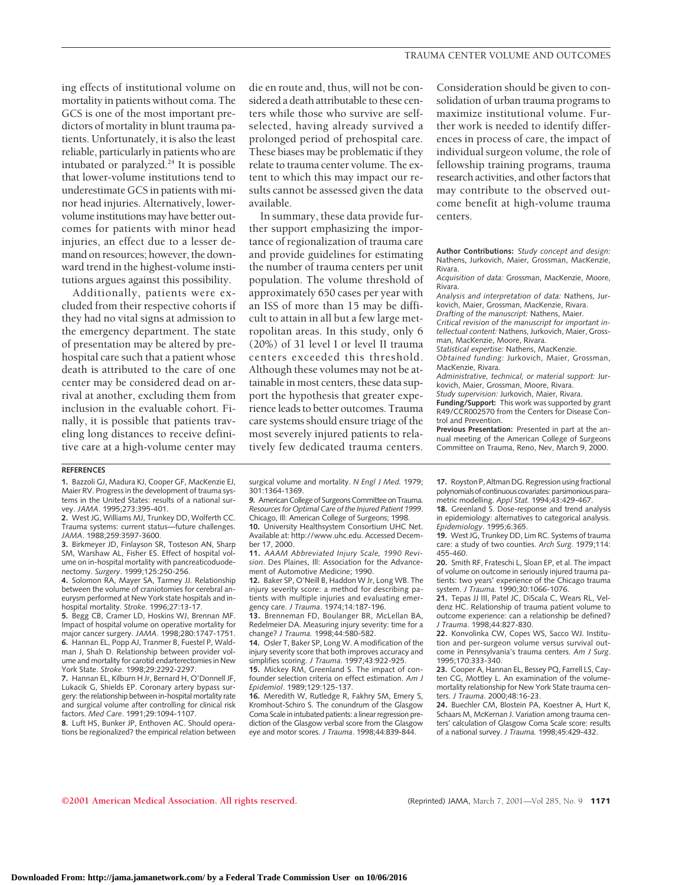ing effects of institutional volume on mortality in patients without coma. The GCS is one of the most important predictors of mortality in blunt trauma patients. Unfortunately, it is also the least reliable, particularly in patients who are intubated or paralyzed.[24] It is possible that lower-volume institutions tend to underestimate GCS in patients with minor head injuries. Alternatively, lower-volume institutions may have better outcomes for patients with minor head injuries, an effect due to a lesser demand on resources; however, the downward trend in the highest-volume institutions argues against this possibility.

Additionally, patients were excluded from their respective cohorts if they had no vital signs at admission to the emergency department. The state of presentation may be altered by prehospital care such that a patient whose death is attributed to the care of one center may be considered dead on arrival at another, excluding them from inclusion in the evaluable cohort. Finally, it is possible that patients traveling long distances to receive definitive care at a high-volume center may die en route and, thus, will not be considered a death attributable to these centers while those who survive are self-selected, having already survived a prolonged period of prehospital care. These biases may be problematic if they relate to trauma center volume. The extent to which this may impact our results cannot be assessed given the data available.

In summary, these data provide further support emphasizing the importance of regionalization of trauma care and provide guidelines for estimating the number of trauma centers per unit population. The volume threshold of approximately 650 cases per year with an ISS of more than 15 may be difficult to attain in all but a few large metropolitan areas. In this study, only 6 (20%) of 31 level I or level II trauma centers exceeded this threshold. Although these volumes may not be attainable in most centers, these data support the hypothesis that greater experience leads to better outcomes. Trauma care systems should ensure triage of the most severely injured patients to relatively few dedicated trauma centers. Consideration should be given to consolidation of urban trauma programs to maximize institutional volume. Further work is needed to identify differences in process of care, the impact of individual surgeon volume, the role of fellowship training programs, trauma research activities, and other factors that may contribute to the observed outcome benefit at high-volume trauma centers.

**Author Contributions:** *Study concept and design:* Nathens, Jurkovich, Maier, Grossman, MacKenzie, Rivara.
*Acquisition of data:* Grossman, MacKenzie, Moore, Rivara.
*Analysis and interpretation of data:* Nathens, Jurkovich, Maier, Grossman, MacKenzie, Rivara.
*Drafting of the manuscript:* Nathens, Maier.
*Critical revision of the manuscript for important intellectual content:* Nathens, Jurkovich, Maier, Grossman, MacKenzie, Moore, Rivara.
*Statistical expertise:* Nathens, MacKenzie.
*Obtained funding:* Jurkovich, Maier, Grossman, MacKenzie, Rivara.
*Administrative, technical, or material support:* Jurkovich, Maier, Grossman, Moore, Rivara.
*Study supervision:* Jurkovich, Maier, Rivara.
**Funding/Support:** This work was supported by grant R49/CCR002570 from the Centers for Disease Control and Prevention.
**Previous Presentation:** Presented in part at the annual meeting of the American College of Surgeons Committee on Trauma, Reno, Nev, March 9, 2000.

## REFERENCES

1. Bazzoli GJ, Madura KJ, Cooper GF, MacKenzie EJ, Maier RV. Progress in the development of trauma systems in the United States: results of a national survey. *JAMA*. 1995;273:395-401.
2. West JG, Williams MJ, Trunkey DD, Wolferth CC. Trauma systems: current status—future challenges. *JAMA*. 1988;259:3597-3600.
3. Birkmeyer JD, Finlayson SR, Tosteson AN, Sharp SM, Warshaw AL, Fisher ES. Effect of hospital volume on in-hospital mortality with pancreaticoduodenectomy. *Surgery*. 1999;125:250-256.
4. Solomon RA, Mayer SA, Tarmey JJ. Relationship between the volume of craniotomies for cerebral aneurysm performed at New York state hospitals and in-hospital mortality. *Stroke*. 1996;27:13-17.
5. Begg CB, Cramer LD, Hoskins WJ, Brennan MF. Impact of hospital volume on operative mortality for major cancer surgery. *JAMA*. 1998;280:1747-1751.
6. Hannan EL, Popp AJ, Tranmer B, Fuestel P, Waldman J, Shah D. Relationship between provider volume and mortality for carotid endarterectomies in New York State. *Stroke*. 1998;29:2292-2297.
7. Hannan EL, Kilburn H Jr, Bernard H, O'Donnell JF, Lukacik G, Shields EP. Coronary artery bypass surgery: the relationship between in-hospital mortality rate and surgical volume after controlling for clinical risk factors. *Med Care*. 1991;29:1094-1107.
8. Luft HS, Bunker JP, Enthoven AC. Should operations be regionalized? the empirical relation between surgical volume and mortality. *N Engl J Med*. 1979;301:1364-1369.
9. American College of Surgeons Committee on Trauma. *Resources for Optimal Care of the Injured Patient 1999*. Chicago, Ill: American College of Surgeons; 1998.
10. University Healthsystem Consortium UHC Net. Available at: http://www.uhc.edu. Accessed December 17, 2000.
11. *AAAM Abbreviated Injury Scale, 1990 Revision*. Des Plaines, Ill: Association for the Advancement of Automotive Medicine; 1990.
12. Baker SP, O'Neill B, Haddon W Jr, Long WB. The injury severity score: a method for describing patients with multiple injuries and evaluating emergency care. *J Trauma*. 1974;14:187-196.
13. Brenneman FD, Boulanger BR, McLellan BA, Redelmeier DA. Measuring injury severity: time for a change? *J Trauma*. 1998;44:580-582.
14. Osler T, Baker SP, Long W. A modification of the injury severity score that both improves accuracy and simplifies scoring. *J Trauma*. 1997;43:922-925.
15. Mickey RM, Greenland S. The impact of confounder selection criteria on effect estimation. *Am J Epidemiol*. 1989;129:125-137.
16. Meredith W, Rutledge R, Fakhry SM, Emery S, Kromhout-Schiro S. The conundrum of the Glasgow Coma Scale in intubated patients: a linear regression prediction of the Glasgow verbal score from the Glasgow eye and motor scores. *J Trauma*. 1998;44:839-844.
17. Royston P, Altman DG. Regression using fractional polynomials of continuous covariates: parsimonious parametric modelling. *Appl Stat*. 1994;43:429-467.
18. Greenland S. Dose-response and trend analysis in epidemiology: alternatives to categorical analysis. *Epidemiology*. 1995;6:365.
19. West JG, Trunkey DD, Lim RC. Systems of trauma care: a study of two counties. *Arch Surg*. 1979;114:455-460.
20. Smith RF, Frateschi L, Sloan EP, et al. The impact of volume on outcome in seriously injured trauma patients: two years' experience of the Chicago trauma system. *J Trauma*. 1990;30:1066-1076.
21. Tepas JJ III, Patel JC, DiScala C, Wears RL, Veldenz HC. Relationship of trauma patient volume to outcome experience: can a relationship be defined? *J Trauma*. 1998;44:827-830.
22. Konvolinka CW, Copes WS, Sacco WJ. Institution and per-surgeon volume versus survival outcome in Pennsylvania's trauma centers. *Am J Surg*. 1995;170:333-340.
23. Cooper A, Hannan EL, Bessey PQ, Farrell LS, Cayten CG, Mottley L. An examination of the volume-mortality relationship for New York State trauma centers. *J Trauma*. 2000;48:16-23.
24. Buechler CM, Blostein PA, Koestner A, Hurt K, Schaars M, McKernan J. Variation among trauma centers' calculation of Glasgow Coma Scale score: results of a national survey. *J Trauma*. 1998;45:429-432.